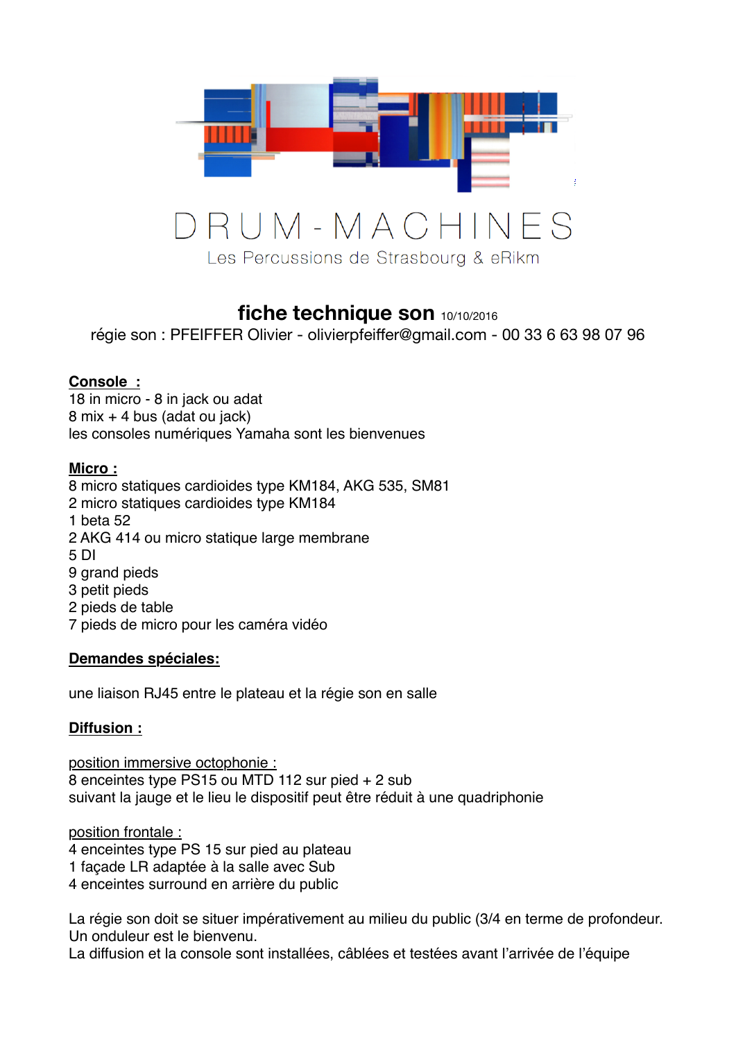# DRUM-MACHINES

Les Percussions de Strasbourg & eRikm

## fiche technique son 10/10/2016

régie son : PFEIFFER Olivier - olivierpfeiffer@gmail.com - 00 33 6 63 98 07 96

**Console :**

18 in micro - 8 in jack ou adat
8 mix + 4 bus (adat ou jack)
les consoles numériques Yamaha sont les bienvenues

**Micro :**

8 micro statiques cardioides type KM184, AKG 535, SM81
2 micro statiques cardioides type KM184
1 beta 52
2 AKG 414 ou micro statique large membrane
5 DI
9 grand pieds
3 petit pieds
2 pieds de table
7 pieds de micro pour les caméra vidéo

**Demandes spéciales:**

une liaison RJ45 entre le plateau et la régie son en salle

**Diffusion :**

position immersive octophonie :
8 enceintes type PS15 ou MTD 112 sur pied + 2 sub
suivant la jauge et le lieu le dispositif peut être réduit à une quadriphonie

position frontale :
4 enceintes type PS 15 sur pied au plateau
1 façade LR adaptée à la salle avec Sub
4 enceintes surround en arrière du public

La régie son doit se situer impérativement au milieu du public (3/4 en terme de profondeur.
Un onduleur est le bienvenu.
La diffusion et la console sont installées, câblées et testées avant l'arrivée de l'équipe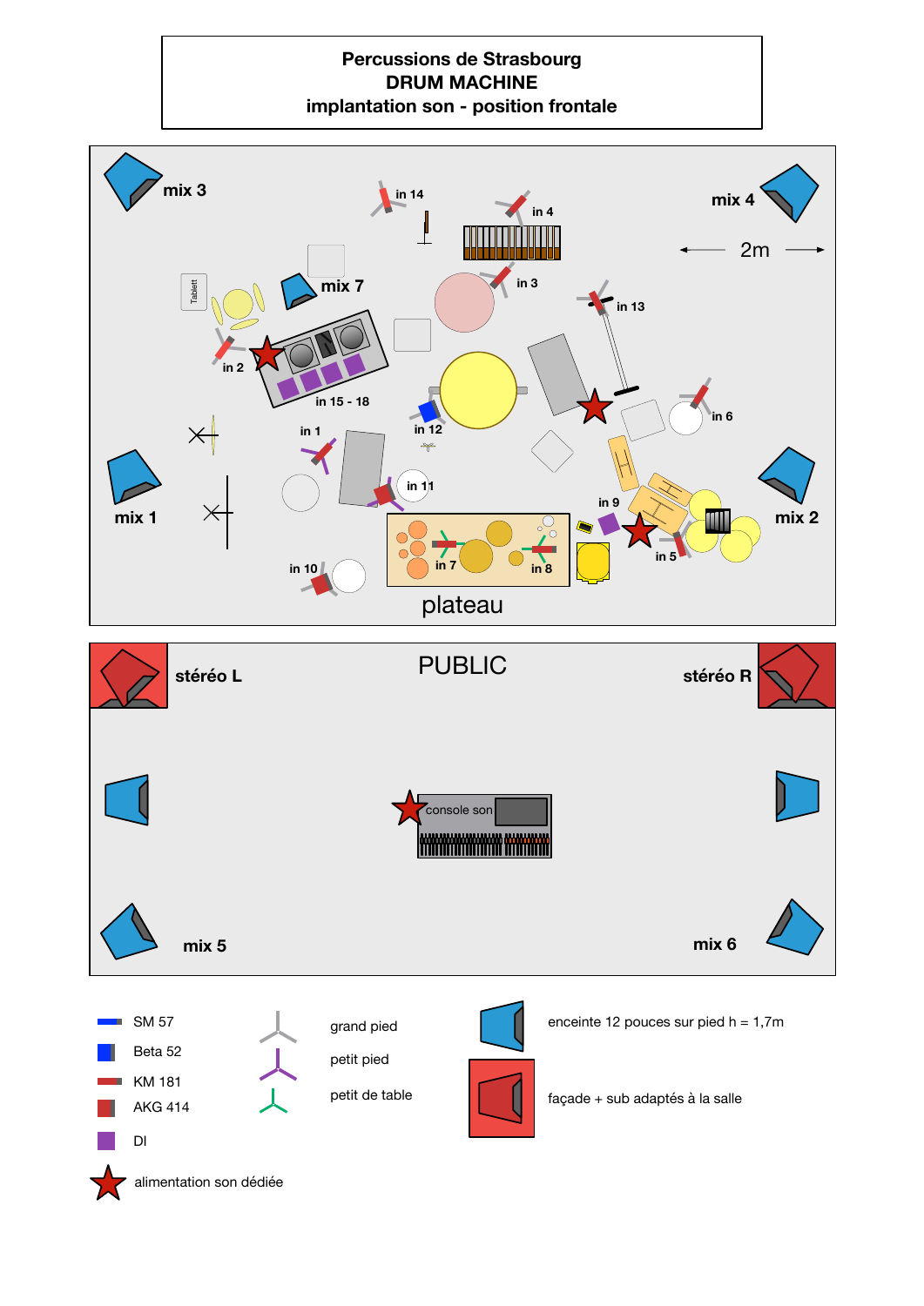# Percussions de Strasbourg
## DRUM MACHINE
### implantation son - position frontale

mix 3

in 14

in 4

mix 4

2m

mix 7

in 3

in 13

Tablett

in 2

in 15 - 18

in 12

in 6

in 1

in 11

mix 1

mix 2

in 9

in 5

in 7

in 8

in 10

plateau

stéréo L

PUBLIC

stéréo R

console son

mix 5

mix 6

SM 57

Beta 52

KM 181

AKG 414

DI

alimentation son dédiée

grand pied

petit pied

petit de table

enceinte 12 pouces sur pied h = 1,7m

façade + sub adaptés à la salle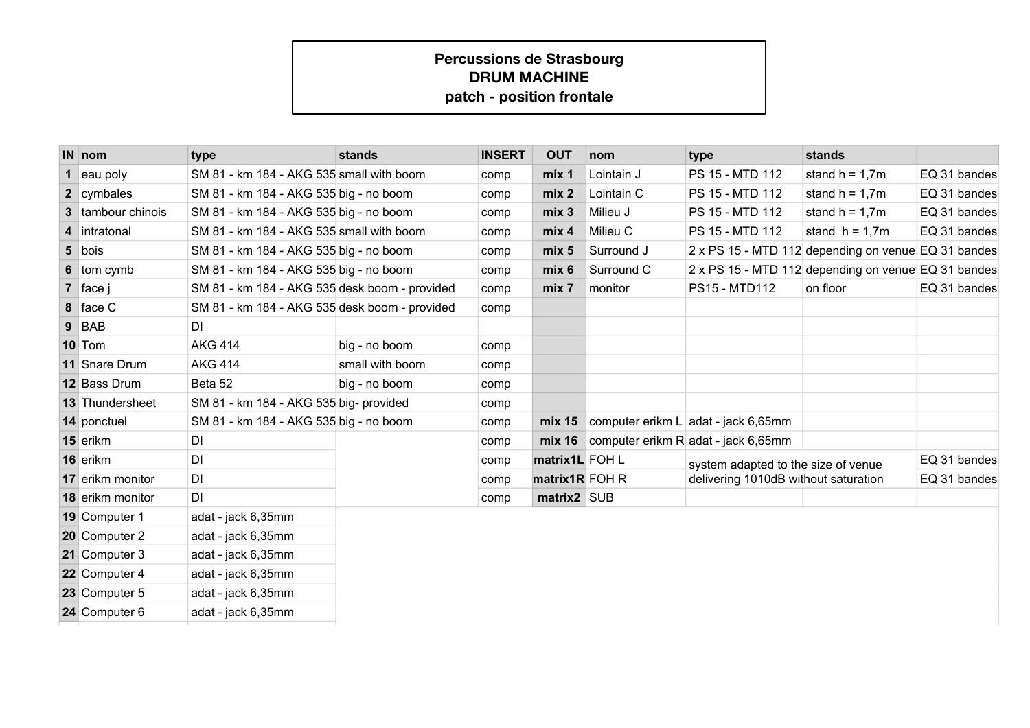**Percussions de Strasbourg**
**DRUM MACHINE**
**patch - position frontale**

| IN | nom | type | stands | INSERT | OUT | nom | type | stands | |
|---|---|---|---|---|---|---|---|---|---|
| **1** | eau poly | SM 81 - km 184 - AKG 535 | small with boom | comp | **mix 1** | Lointain J | PS 15 - MTD 112 | stand h = 1,7m | EQ 31 bandes |
| **2** | cymbales | SM 81 - km 184 - AKG 535 | big - no boom | comp | **mix 2** | Lointain C | PS 15 - MTD 112 | stand h = 1,7m | EQ 31 bandes |
| **3** | tambour chinois | SM 81 - km 184 - AKG 535 | big - no boom | comp | **mix 3** | Milieu J | PS 15 - MTD 112 | stand h = 1,7m | EQ 31 bandes |
| **4** | intratonal | SM 81 - km 184 - AKG 535 | small with boom | comp | **mix 4** | Milieu C | PS 15 - MTD 112 | stand h = 1,7m | EQ 31 bandes |
| **5** | bois | SM 81 - km 184 - AKG 535 | big - no boom | comp | **mix 5** | Surround J | 2 x PS 15 - MTD 112 | depending on venue | EQ 31 bandes |
| **6** | tom cymb | SM 81 - km 184 - AKG 535 | big - no boom | comp | **mix 6** | Surround C | 2 x PS 15 - MTD 112 | depending on venue | EQ 31 bandes |
| **7** | face j | SM 81 - km 184 - AKG 535 | desk boom - provided | comp | **mix 7** | monitor | PS15 - MTD112 | on floor | EQ 31 bandes |
| **8** | face C | SM 81 - km 184 - AKG 535 | desk boom - provided | comp | | | | | |
| **9** | BAB | DI | | | | | | | |
| **10** | Tom | AKG 414 | big - no boom | comp | | | | | |
| **11** | Snare Drum | AKG 414 | small with boom | comp | | | | | |
| **12** | Bass Drum | Beta 52 | big - no boom | comp | | | | | |
| **13** | Thundersheet | SM 81 - km 184 - AKG 535 | big- provided | comp | | | | | |
| **14** | ponctuel | SM 81 - km 184 - AKG 535 | big - no boom | comp | **mix 15** | computer erikm L | adat - jack 6,65mm | | |
| **15** | erikm | DI | | comp | **mix 16** | computer erikm R | adat - jack 6,65mm | | |
| **16** | erikm | DI | | comp | **matrix1L** | FOH L | system adapted to the size of venue | | EQ 31 bandes |
| **17** | erikm monitor | DI | | comp | **matrix1R** | FOH R | delivering 1010dB without saturation | | EQ 31 bandes |
| **18** | erikm monitor | DI | | comp | **matrix2** | SUB | | | |
| **19** | Computer 1 | adat - jack 6,35mm | | | | | | | |
| **20** | Computer 2 | adat - jack 6,35mm | | | | | | | |
| **21** | Computer 3 | adat - jack 6,35mm | | | | | | | |
| **22** | Computer 4 | adat - jack 6,35mm | | | | | | | |
| **23** | Computer 5 | adat - jack 6,35mm | | | | | | | |
| **24** | Computer 6 | adat - jack 6,35mm | | | | | | | |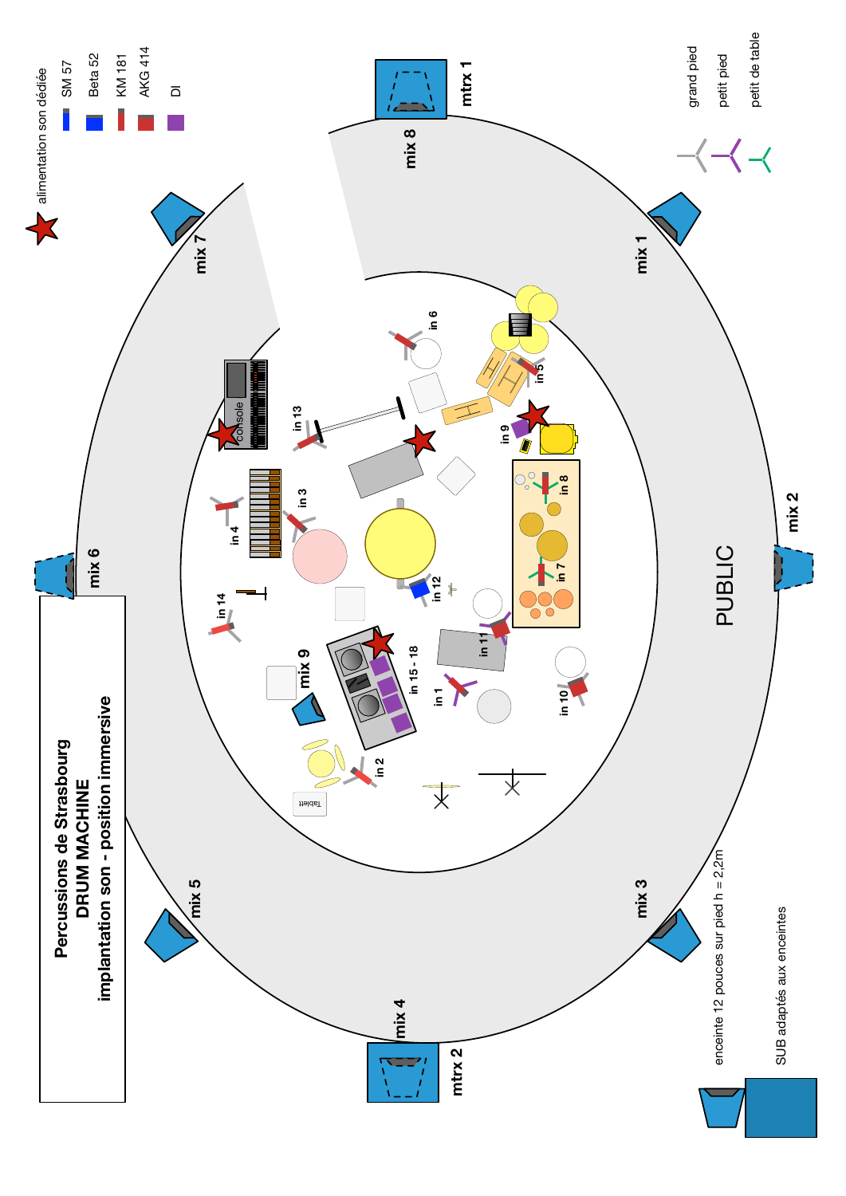# Percussions de Strasbourg
## DRUM MACHINE
### implantation son - position immersive

- alimentation son dédiée
- SM 57
- Beta 52
- KM 181
- AKG 414
- DI

- grand pied
- petit pied
- petit de table

mtrx 1

mix 8

mix 7

mix 1

mix 6

mix 2

PUBLIC

mix 9

mix 5

mix 3

mix 4

mtrx 2

console

in 1, in 2, in 3, in 4, in 5, in 6, in 7, in 8, in 9, in 10, in 11, in 12, in 13, in 14, in 15 - 18

Tablett

enceinte 12 pouces sur pied h = 2,2m

SUB adaptés aux enceintes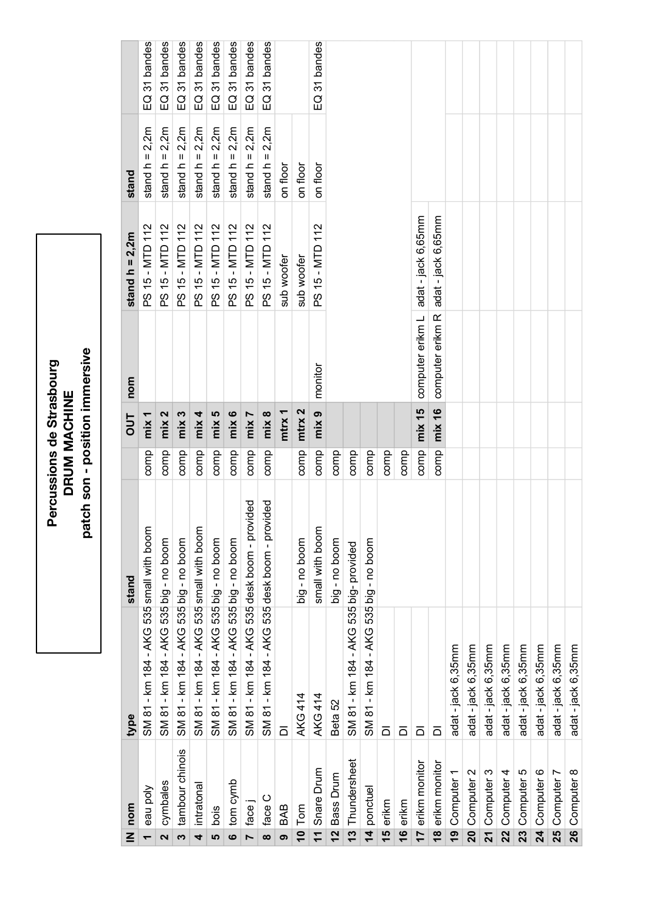# Percussions de Strasbourg
## DRUM MACHINE
### patch son - position immersive

| IN | nom | type | stand | | OUT | nom | stand h = 2,2m | stand | |
|---|---|---|---|---|---|---|---|---|---|
| 1 | eau poly | SM 81 - km 184 - AKG 535 | small with boom | comp | mix 1 | | PS 15 - MTD 112 | stand h = 2,2m | EQ 31 bandes |
| 2 | cymbales | SM 81 - km 184 - AKG 535 | big - no boom | comp | mix 2 | | PS 15 - MTD 112 | stand h = 2,2m | EQ 31 bandes |
| 3 | tambour chinois | SM 81 - km 184 - AKG 535 | big - no boom | comp | mix 3 | | PS 15 - MTD 112 | stand h = 2,2m | EQ 31 bandes |
| 4 | intratonal | SM 81 - km 184 - AKG 535 | small with boom | comp | mix 4 | | PS 15 - MTD 112 | stand h = 2,2m | EQ 31 bandes |
| 5 | bois | SM 81 - km 184 - AKG 535 | big - no boom | comp | mix 5 | | PS 15 - MTD 112 | stand h = 2,2m | EQ 31 bandes |
| 6 | tom cymb | SM 81 - km 184 - AKG 535 | big - no boom | comp | mix 6 | | PS 15 - MTD 112 | stand h = 2,2m | EQ 31 bandes |
| 7 | face j | SM 81 - km 184 - AKG 535 | desk boom - provided | comp | mix 7 | | PS 15 - MTD 112 | stand h = 2,2m | EQ 31 bandes |
| 8 | face C | SM 81 - km 184 - AKG 535 | desk boom - provided | comp | mix 8 | | PS 15 - MTD 112 | stand h = 2,2m | EQ 31 bandes |
| 9 | BAB | DI | | | mtrx 1 | | sub woofer | on floor | |
| 10 | Tom | AKG 414 | big - no boom | comp | mtrx 2 | | sub woofer | on floor | |
| 11 | Snare Drum | AKG 414 | small with boom | comp | mix 9 | monitor | PS 15 - MTD 112 | on floor | EQ 31 bandes |
| 12 | Bass Drum | Beta 52 | big - no boom | comp | | | | | |
| 13 | Thundersheet | SM 81 - km 184 - AKG 535 | big- provided | comp | | | | | |
| 14 | ponctuel | SM 81 - km 184 - AKG 535 | big - no boom | comp | | | | | |
| 15 | erikm | DI | | comp | | | | | |
| 16 | erikm | DI | | comp | | | | | |
| 17 | erikm monitor | DI | | comp | mix 15 | computer erikm L | adat - jack 6,65mm | | |
| 18 | erikm monitor | DI | | comp | mix 16 | computer erikm R | adat - jack 6,65mm | | |
| 19 | Computer 1 | adat - jack 6,35mm | | | | | | | |
| 20 | Computer 2 | adat - jack 6,35mm | | | | | | | |
| 21 | Computer 3 | adat - jack 6,35mm | | | | | | | |
| 22 | Computer 4 | adat - jack 6,35mm | | | | | | | |
| 23 | Computer 5 | adat - jack 6,35mm | | | | | | | |
| 24 | Computer 6 | adat - jack 6,35mm | | | | | | | |
| 25 | Computer 7 | adat - jack 6,35mm | | | | | | | |
| 26 | Computer 8 | adat - jack 6,35mm | | | | | | | |